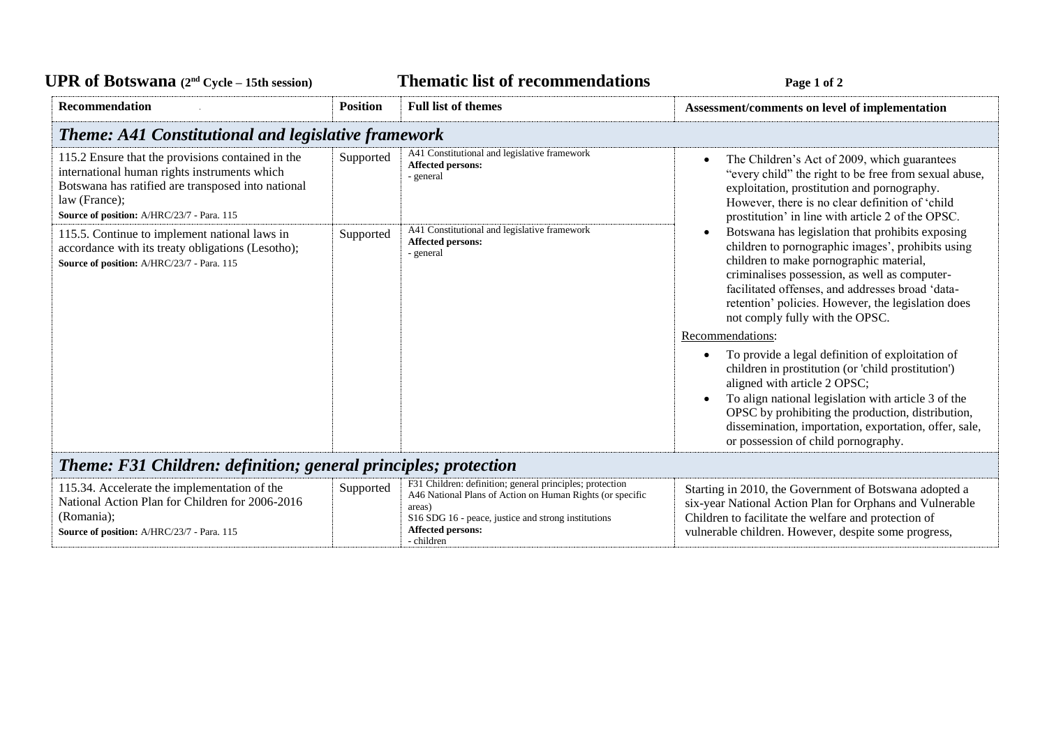# UPR of Botswana (2nd Cycle – 15th session) — Thematic list of recommendations

| Recommendation | Position | Full list of themes | Assessment/comments on level of implementation |
|---|---|---|---|
| ***Theme: A41 Constitutional and legislative framework*** | | | |
| 115.2 Ensure that the provisions contained in the international human rights instruments which Botswana has ratified are transposed into national law (France);<br>**Source of position:** A/HRC/23/7 - Para. 115 | Supported | A41 Constitutional and legislative framework<br>**Affected persons:**<br>- general | • The Children's Act of 2009, which guarantees "every child" the right to be free from sexual abuse, exploitation, prostitution and pornography. However, there is no clear definition of 'child prostitution' in line with article 2 of the OPSC.<br>• Botswana has legislation that prohibits exposing children to pornographic images', prohibits using children to make pornographic material, criminalises possession, as well as computer-facilitated offenses, and addresses broad 'data-retention' policies. However, the legislation does not comply fully with the OPSC.<br>Recommendations:<br>• To provide a legal definition of exploitation of children in prostitution (or 'child prostitution') aligned with article 2 OPSC;<br>• To align national legislation with article 3 of the OPSC by prohibiting the production, distribution, dissemination, importation, exportation, offer, sale, or possession of child pornography. |
| 115.5. Continue to implement national laws in accordance with its treaty obligations (Lesotho);<br>**Source of position:** A/HRC/23/7 - Para. 115 | Supported | A41 Constitutional and legislative framework<br>**Affected persons:**<br>- general | |
| ***Theme: F31 Children: definition; general principles; protection*** | | | |
| 115.34. Accelerate the implementation of the National Action Plan for Children for 2006-2016 (Romania);<br>**Source of position:** A/HRC/23/7 - Para. 115 | Supported | F31 Children: definition; general principles; protection<br>A46 National Plans of Action on Human Rights (or specific areas)<br>S16 SDG 16 - peace, justice and strong institutions<br>**Affected persons:**<br>- children | Starting in 2010, the Government of Botswana adopted a six-year National Action Plan for Orphans and Vulnerable Children to facilitate the welfare and protection of vulnerable children. However, despite some progress, |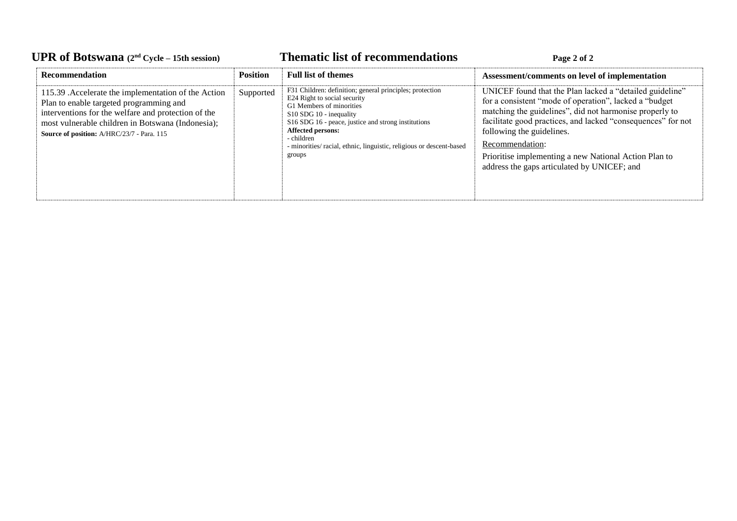## UPR of Botswana (2[nd] Cycle – 15th session) Thematic list of recommendations

| Recommendation | Position | Full list of themes | Assessment/comments on level of implementation |
|---|---|---|---|
| 115.39 .Accelerate the implementation of the Action Plan to enable targeted programming and interventions for the welfare and protection of the most vulnerable children in Botswana (Indonesia);<br>**Source of position:** A/HRC/23/7 - Para. 115 | Supported | F31 Children: definition; general principles; protection<br>E24 Right to social security<br>G1 Members of minorities<br>S10 SDG 10 - inequality<br>S16 SDG 16 - peace, justice and strong institutions<br>**Affected persons:**<br>- children<br>- minorities/ racial, ethnic, linguistic, religious or descent-based groups | UNICEF found that the Plan lacked a "detailed guideline" for a consistent "mode of operation", lacked a "budget matching the guidelines", did not harmonise properly to facilitate good practices, and lacked "consequences" for not following the guidelines.<br>Recommendation:<br>Prioritise implementing a new National Action Plan to address the gaps articulated by UNICEF; and |